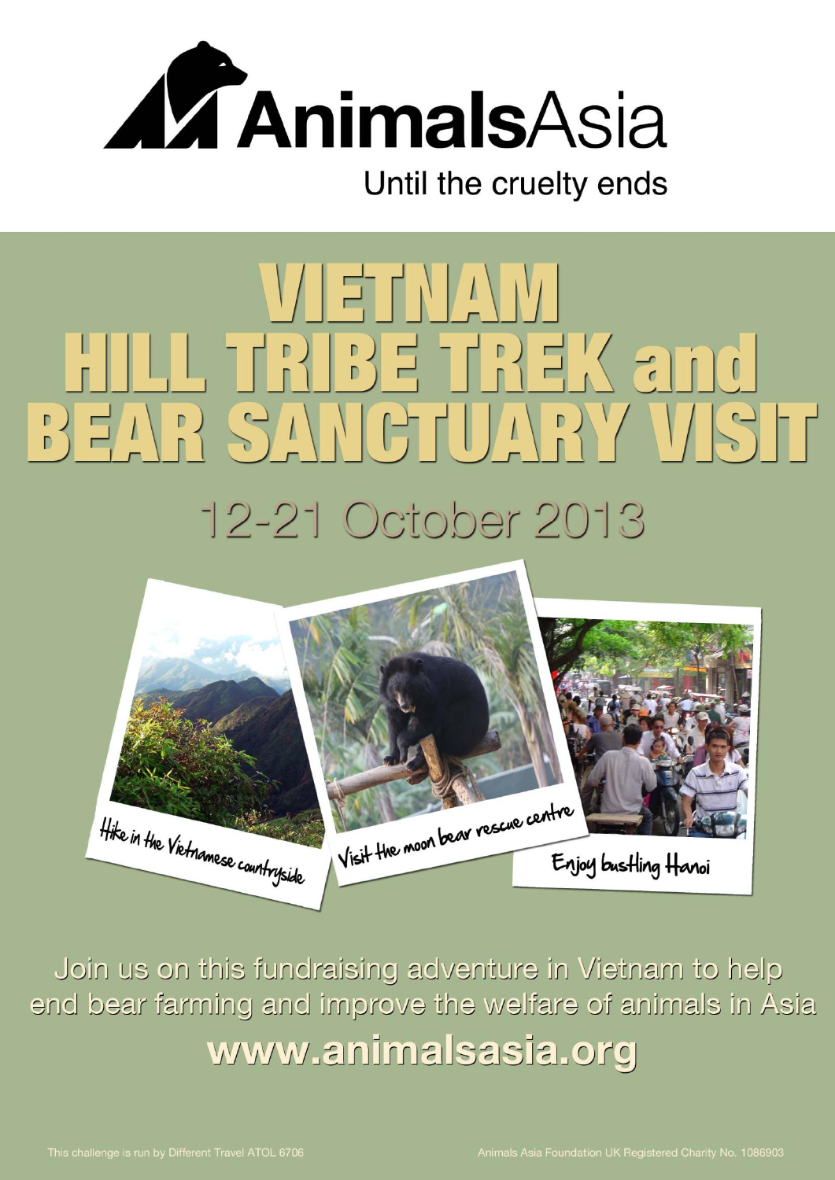# AnimalsAsia

Until the cruelty ends

# VIETNAM HILL TRIBE TREK and BEAR SANCTUARY VISIT

## 12-21 October 2013

Hike in the Vietnamese countryside

Visit the moon bear rescue centre

Enjoy bustling Hanoi

Join us on this fundraising adventure in Vietnam to help end bear farming and improve the welfare of animals in Asia

**www.animalsasia.org**

This challenge is run by Different Travel ATOL 6706

Animals Asia Foundation UK Registered Charity No. 1086903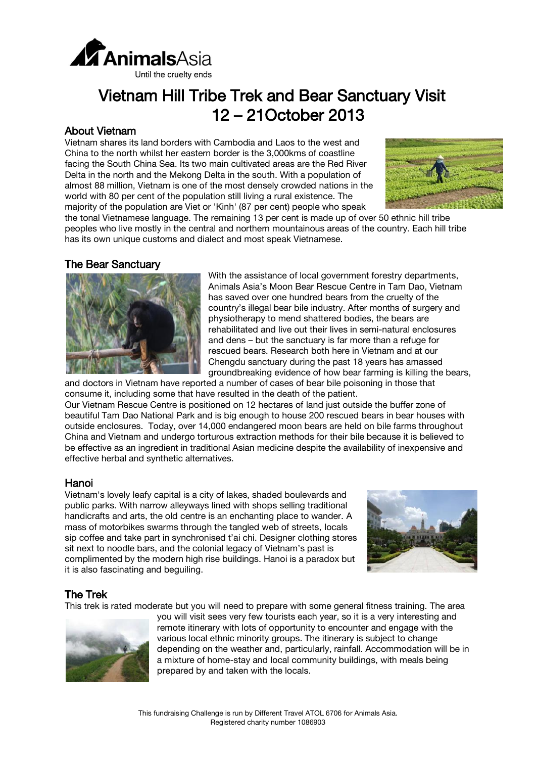Animals Asia
Until the cruelty ends

# Vietnam Hill Tribe Trek and Bear Sanctuary Visit 12 – 21October 2013

## About Vietnam

Vietnam shares its land borders with Cambodia and Laos to the west and China to the north whilst her eastern border is the 3,000kms of coastline facing the South China Sea. Its two main cultivated areas are the Red River Delta in the north and the Mekong Delta in the south. With a population of almost 88 million, Vietnam is one of the most densely crowded nations in the world with 80 per cent of the population still living a rural existence. The majority of the population are Viet or 'Kinh' (87 per cent) people who speak the tonal Vietnamese language. The remaining 13 per cent is made up of over 50 ethnic hill tribe peoples who live mostly in the central and northern mountainous areas of the country. Each hill tribe has its own unique customs and dialect and most speak Vietnamese.

## The Bear Sanctuary

With the assistance of local government forestry departments, Animals Asia's Moon Bear Rescue Centre in Tam Dao, Vietnam has saved over one hundred bears from the cruelty of the country's illegal bear bile industry. After months of surgery and physiotherapy to mend shattered bodies, the bears are rehabilitated and live out their lives in semi-natural enclosures and dens – but the sanctuary is far more than a refuge for rescued bears. Research both here in Vietnam and at our Chengdu sanctuary during the past 18 years has amassed groundbreaking evidence of how bear farming is killing the bears, and doctors in Vietnam have reported a number of cases of bear bile poisoning in those that consume it, including some that have resulted in the death of the patient.

Our Vietnam Rescue Centre is positioned on 12 hectares of land just outside the buffer zone of beautiful Tam Dao National Park and is big enough to house 200 rescued bears in bear houses with outside enclosures. Today, over 14,000 endangered moon bears are held on bile farms throughout China and Vietnam and undergo torturous extraction methods for their bile because it is believed to be effective as an ingredient in traditional Asian medicine despite the availability of inexpensive and effective herbal and synthetic alternatives.

## Hanoi

Vietnam's lovely leafy capital is a city of lakes, shaded boulevards and public parks. With narrow alleyways lined with shops selling traditional handicrafts and arts, the old centre is an enchanting place to wander. A mass of motorbikes swarms through the tangled web of streets, locals sip coffee and take part in synchronised t'ai chi. Designer clothing stores sit next to noodle bars, and the colonial legacy of Vietnam's past is complimented by the modern high rise buildings. Hanoi is a paradox but it is also fascinating and beguiling.

## The Trek

This trek is rated moderate but you will need to prepare with some general fitness training. The area you will visit sees very few tourists each year, so it is a very interesting and remote itinerary with lots of opportunity to encounter and engage with the various local ethnic minority groups. The itinerary is subject to change depending on the weather and, particularly, rainfall. Accommodation will be in a mixture of home-stay and local community buildings, with meals being prepared by and taken with the locals.

This fundraising Challenge is run by Different Travel ATOL 6706 for Animals Asia.
Registered charity number 1086903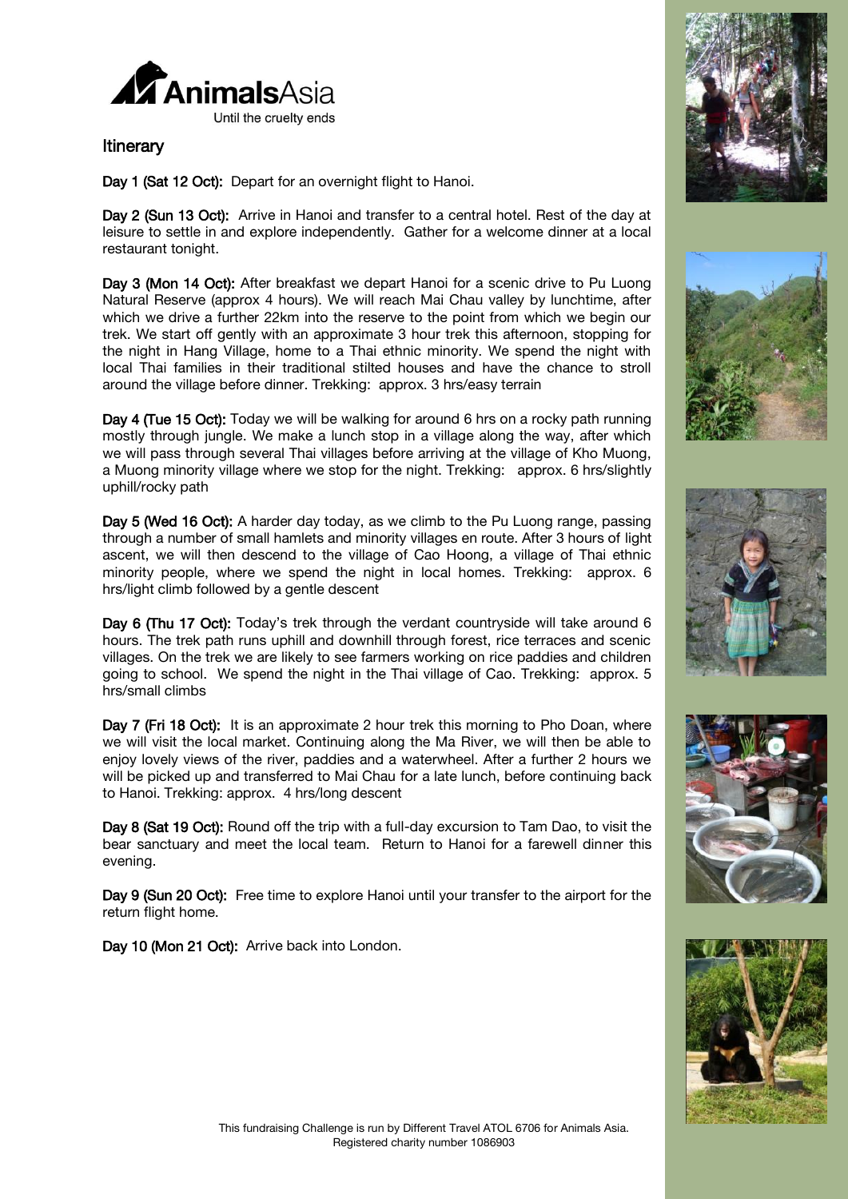Animals Asia

Until the cruelty ends

## Itinerary

**Day 1 (Sat 12 Oct):** Depart for an overnight flight to Hanoi.

**Day 2 (Sun 13 Oct):** Arrive in Hanoi and transfer to a central hotel. Rest of the day at leisure to settle in and explore independently. Gather for a welcome dinner at a local restaurant tonight.

**Day 3 (Mon 14 Oct):** After breakfast we depart Hanoi for a scenic drive to Pu Luong Natural Reserve (approx 4 hours). We will reach Mai Chau valley by lunchtime, after which we drive a further 22km into the reserve to the point from which we begin our trek. We start off gently with an approximate 3 hour trek this afternoon, stopping for the night in Hang Village, home to a Thai ethnic minority. We spend the night with local Thai families in their traditional stilted houses and have the chance to stroll around the village before dinner. Trekking: approx. 3 hrs/easy terrain

**Day 4 (Tue 15 Oct):** Today we will be walking for around 6 hrs on a rocky path running mostly through jungle. We make a lunch stop in a village along the way, after which we will pass through several Thai villages before arriving at the village of Kho Muong, a Muong minority village where we stop for the night. Trekking: approx. 6 hrs/slightly uphill/rocky path

**Day 5 (Wed 16 Oct):** A harder day today, as we climb to the Pu Luong range, passing through a number of small hamlets and minority villages en route. After 3 hours of light ascent, we will then descend to the village of Cao Hoong, a village of Thai ethnic minority people, where we spend the night in local homes. Trekking: approx. 6 hrs/light climb followed by a gentle descent

**Day 6 (Thu 17 Oct):** Today's trek through the verdant countryside will take around 6 hours. The trek path runs uphill and downhill through forest, rice terraces and scenic villages. On the trek we are likely to see farmers working on rice paddies and children going to school. We spend the night in the Thai village of Cao. Trekking: approx. 5 hrs/small climbs

**Day 7 (Fri 18 Oct):** It is an approximate 2 hour trek this morning to Pho Doan, where we will visit the local market. Continuing along the Ma River, we will then be able to enjoy lovely views of the river, paddies and a waterwheel. After a further 2 hours we will be picked up and transferred to Mai Chau for a late lunch, before continuing back to Hanoi. Trekking: approx. 4 hrs/long descent

**Day 8 (Sat 19 Oct):** Round off the trip with a full-day excursion to Tam Dao, to visit the bear sanctuary and meet the local team. Return to Hanoi for a farewell dinner this evening.

**Day 9 (Sun 20 Oct):** Free time to explore Hanoi until your transfer to the airport for the return flight home.

**Day 10 (Mon 21 Oct):** Arrive back into London.

This fundraising Challenge is run by Different Travel ATOL 6706 for Animals Asia.
Registered charity number 1086903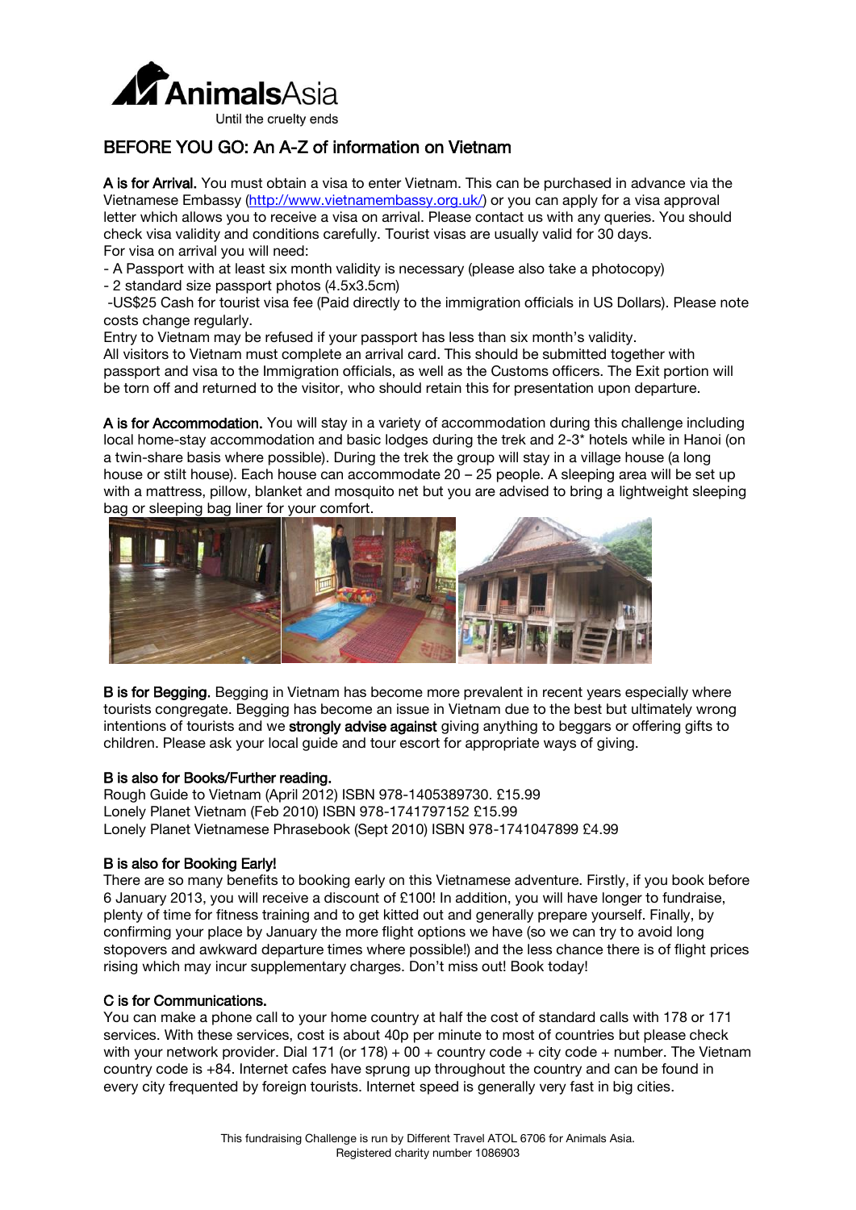# BEFORE YOU GO: An A-Z of information on Vietnam

**A is for Arrival.** You must obtain a visa to enter Vietnam. This can be purchased in advance via the Vietnamese Embassy (http://www.vietnamembassy.org.uk/) or you can apply for a visa approval letter which allows you to receive a visa on arrival. Please contact us with any queries. You should check visa validity and conditions carefully. Tourist visas are usually valid for 30 days.
For visa on arrival you will need:

- A Passport with at least six month validity is necessary (please also take a photocopy)
- 2 standard size passport photos (4.5x3.5cm)
- US$25 Cash for tourist visa fee (Paid directly to the immigration officials in US Dollars). Please note costs change regularly.

Entry to Vietnam may be refused if your passport has less than six month's validity.
All visitors to Vietnam must complete an arrival card. This should be submitted together with passport and visa to the Immigration officials, as well as the Customs officers. The Exit portion will be torn off and returned to the visitor, who should retain this for presentation upon departure.

**A is for Accommodation.** You will stay in a variety of accommodation during this challenge including local home-stay accommodation and basic lodges during the trek and 2-3* hotels while in Hanoi (on a twin-share basis where possible). During the trek the group will stay in a village house (a long house or stilt house). Each house can accommodate 20 – 25 people. A sleeping area will be set up with a mattress, pillow, blanket and mosquito net but you are advised to bring a lightweight sleeping bag or sleeping bag liner for your comfort.

**B is for Begging.** Begging in Vietnam has become more prevalent in recent years especially where tourists congregate. Begging has become an issue in Vietnam due to the best but ultimately wrong intentions of tourists and we **strongly advise against** giving anything to beggars or offering gifts to children. Please ask your local guide and tour escort for appropriate ways of giving.

**B is also for Books/Further reading.**
Rough Guide to Vietnam (April 2012) ISBN 978-1405389730. £15.99
Lonely Planet Vietnam (Feb 2010) ISBN 978-1741797152 £15.99
Lonely Planet Vietnamese Phrasebook (Sept 2010) ISBN 978-1741047899 £4.99

**B is also for Booking Early!**
There are so many benefits to booking early on this Vietnamese adventure. Firstly, if you book before 6 January 2013, you will receive a discount of £100! In addition, you will have longer to fundraise, plenty of time for fitness training and to get kitted out and generally prepare yourself. Finally, by confirming your place by January the more flight options we have (so we can try to avoid long stopovers and awkward departure times where possible!) and the less chance there is of flight prices rising which may incur supplementary charges. Don't miss out! Book today!

**C is for Communications.**
You can make a phone call to your home country at half the cost of standard calls with 178 or 171 services. With these services, cost is about 40p per minute to most of countries but please check with your network provider. Dial 171 (or 178) + 00 + country code + city code + number. The Vietnam country code is +84. Internet cafes have sprung up throughout the country and can be found in every city frequented by foreign tourists. Internet speed is generally very fast in big cities.

This fundraising Challenge is run by Different Travel ATOL 6706 for Animals Asia.
Registered charity number 1086903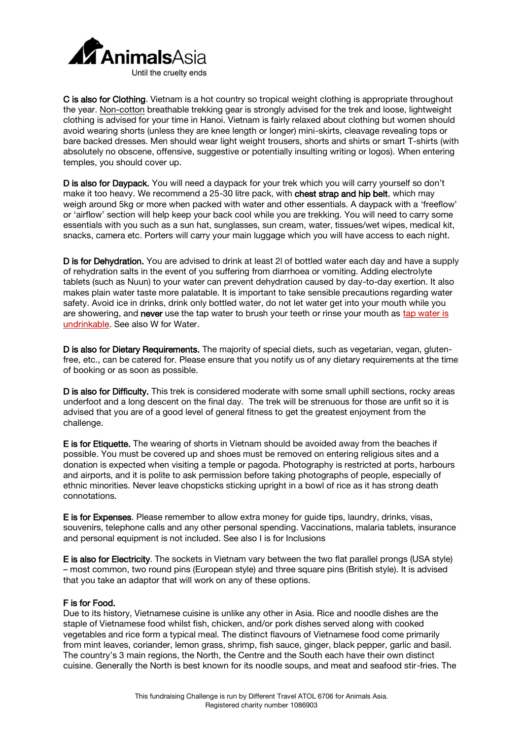**C is also for Clothing**. Vietnam is a hot country so tropical weight clothing is appropriate throughout the year. Non-cotton breathable trekking gear is strongly advised for the trek and loose, lightweight clothing is advised for your time in Hanoi. Vietnam is fairly relaxed about clothing but women should avoid wearing shorts (unless they are knee length or longer) mini-skirts, cleavage revealing tops or bare backed dresses. Men should wear light weight trousers, shorts and shirts or smart T-shirts (with absolutely no obscene, offensive, suggestive or potentially insulting writing or logos). When entering temples, you should cover up.

**D is also for Daypack.** You will need a daypack for your trek which you will carry yourself so don't make it too heavy. We recommend a 25-30 litre pack, with **chest strap and hip belt**, which may weigh around 5kg or more when packed with water and other essentials. A daypack with a 'freeflow' or 'airflow' section will help keep your back cool while you are trekking. You will need to carry some essentials with you such as a sun hat, sunglasses, sun cream, water, tissues/wet wipes, medical kit, snacks, camera etc. Porters will carry your main luggage which you will have access to each night.

**D is for Dehydration.** You are advised to drink at least 2l of bottled water each day and have a supply of rehydration salts in the event of you suffering from diarrhoea or vomiting. Adding electrolyte tablets (such as Nuun) to your water can prevent dehydration caused by day-to-day exertion. It also makes plain water taste more palatable. It is important to take sensible precautions regarding water safety. Avoid ice in drinks, drink only bottled water, do not let water get into your mouth while you are showering, and **never** use the tap water to brush your teeth or rinse your mouth as tap water is undrinkable. See also W for Water.

**D is also for Dietary Requirements.** The majority of special diets, such as vegetarian, vegan, gluten-free, etc., can be catered for. Please ensure that you notify us of any dietary requirements at the time of booking or as soon as possible.

**D is also for Difficulty.** This trek is considered moderate with some small uphill sections, rocky areas underfoot and a long descent on the final day. The trek will be strenuous for those are unfit so it is advised that you are of a good level of general fitness to get the greatest enjoyment from the challenge.

**E is for Etiquette.** The wearing of shorts in Vietnam should be avoided away from the beaches if possible. You must be covered up and shoes must be removed on entering religious sites and a donation is expected when visiting a temple or pagoda. Photography is restricted at ports, harbours and airports, and it is polite to ask permission before taking photographs of people, especially of ethnic minorities. Never leave chopsticks sticking upright in a bowl of rice as it has strong death connotations.

**E is for Expenses**. Please remember to allow extra money for guide tips, laundry, drinks, visas, souvenirs, telephone calls and any other personal spending. Vaccinations, malaria tablets, insurance and personal equipment is not included. See also I is for Inclusions

**E is also for Electricity**. The sockets in Vietnam vary between the two flat parallel prongs (USA style) – most common, two round pins (European style) and three square pins (British style). It is advised that you take an adaptor that will work on any of these options.

**F is for Food.**
Due to its history, Vietnamese cuisine is unlike any other in Asia. Rice and noodle dishes are the staple of Vietnamese food whilst fish, chicken, and/or pork dishes served along with cooked vegetables and rice form a typical meal. The distinct flavours of Vietnamese food come primarily from mint leaves, coriander, lemon grass, shrimp, fish sauce, ginger, black pepper, garlic and basil. The country's 3 main regions, the North, the Centre and the South each have their own distinct cuisine. Generally the North is best known for its noodle soups, and meat and seafood stir-fries. The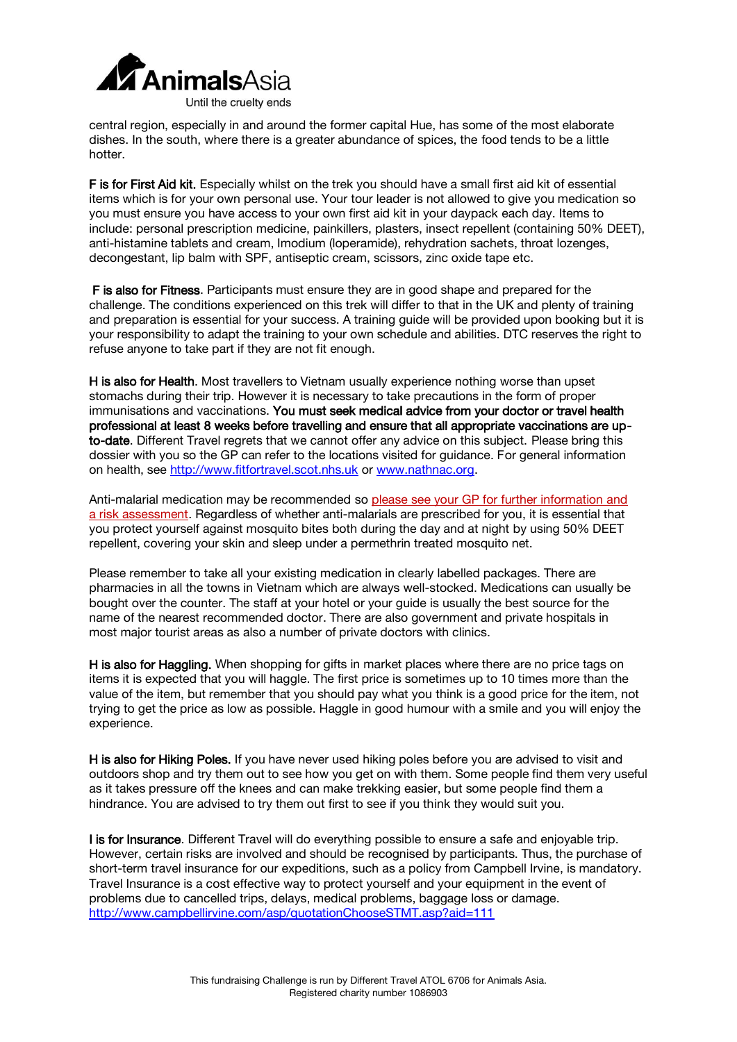central region, especially in and around the former capital Hue, has some of the most elaborate dishes. In the south, where there is a greater abundance of spices, the food tends to be a little hotter.

**F is for First Aid kit.** Especially whilst on the trek you should have a small first aid kit of essential items which is for your own personal use. Your tour leader is not allowed to give you medication so you must ensure you have access to your own first aid kit in your daypack each day. Items to include: personal prescription medicine, painkillers, plasters, insect repellent (containing 50% DEET), anti-histamine tablets and cream, Imodium (loperamide), rehydration sachets, throat lozenges, decongestant, lip balm with SPF, antiseptic cream, scissors, zinc oxide tape etc.

**F is also for Fitness**. Participants must ensure they are in good shape and prepared for the challenge. The conditions experienced on this trek will differ to that in the UK and plenty of training and preparation is essential for your success. A training guide will be provided upon booking but it is your responsibility to adapt the training to your own schedule and abilities. DTC reserves the right to refuse anyone to take part if they are not fit enough.

**H is also for Health**. Most travellers to Vietnam usually experience nothing worse than upset stomachs during their trip. However it is necessary to take precautions in the form of proper immunisations and vaccinations. **You must seek medical advice from your doctor or travel health professional at least 8 weeks before travelling and ensure that all appropriate vaccinations are up-to-date**. Different Travel regrets that we cannot offer any advice on this subject. Please bring this dossier with you so the GP can refer to the locations visited for guidance. For general information on health, see http://www.fitfortravel.scot.nhs.uk or www.nathnac.org.

Anti-malarial medication may be recommended so please see your GP for further information and a risk assessment. Regardless of whether anti-malarials are prescribed for you, it is essential that you protect yourself against mosquito bites both during the day and at night by using 50% DEET repellent, covering your skin and sleep under a permethrin treated mosquito net.

Please remember to take all your existing medication in clearly labelled packages. There are pharmacies in all the towns in Vietnam which are always well-stocked. Medications can usually be bought over the counter. The staff at your hotel or your guide is usually the best source for the name of the nearest recommended doctor. There are also government and private hospitals in most major tourist areas as also a number of private doctors with clinics.

**H is also for Haggling.** When shopping for gifts in market places where there are no price tags on items it is expected that you will haggle. The first price is sometimes up to 10 times more than the value of the item, but remember that you should pay what you think is a good price for the item, not trying to get the price as low as possible. Haggle in good humour with a smile and you will enjoy the experience.

**H is also for Hiking Poles.** If you have never used hiking poles before you are advised to visit and outdoors shop and try them out to see how you get on with them. Some people find them very useful as it takes pressure off the knees and can make trekking easier, but some people find them a hindrance. You are advised to try them out first to see if you think they would suit you.

**I is for Insurance**. Different Travel will do everything possible to ensure a safe and enjoyable trip. However, certain risks are involved and should be recognised by participants. Thus, the purchase of short-term travel insurance for our expeditions, such as a policy from Campbell Irvine, is mandatory. Travel Insurance is a cost effective way to protect yourself and your equipment in the event of problems due to cancelled trips, delays, medical problems, baggage loss or damage.
http://www.campbellirvine.com/asp/quotationChooseSTMT.asp?aid=111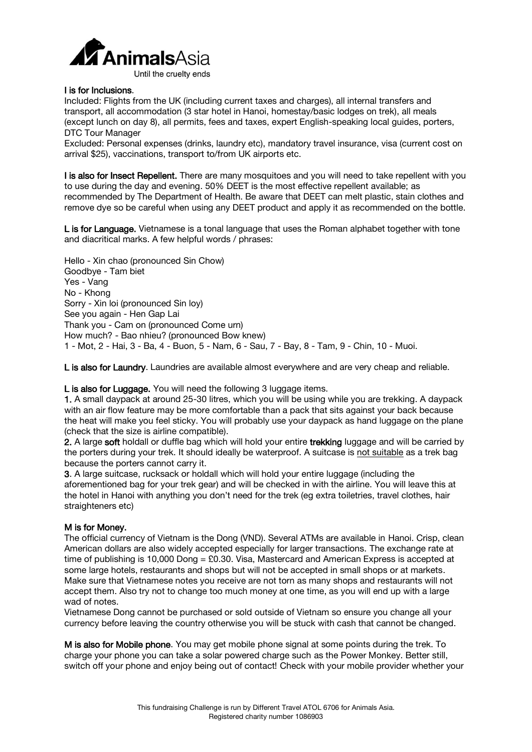**I is for Inclusions**.
Included: Flights from the UK (including current taxes and charges), all internal transfers and transport, all accommodation (3 star hotel in Hanoi, homestay/basic lodges on trek), all meals (except lunch on day 8), all permits, fees and taxes, expert English-speaking local guides, porters, DTC Tour Manager
Excluded: Personal expenses (drinks, laundry etc), mandatory travel insurance, visa (current cost on arrival $25), vaccinations, transport to/from UK airports etc.

**I is also for Insect Repellent.** There are many mosquitoes and you will need to take repellent with you to use during the day and evening. 50% DEET is the most effective repellent available; as recommended by The Department of Health. Be aware that DEET can melt plastic, stain clothes and remove dye so be careful when using any DEET product and apply it as recommended on the bottle.

**L is for Language.** Vietnamese is a tonal language that uses the Roman alphabet together with tone and diacritical marks. A few helpful words / phrases:

Hello - Xin chao (pronounced Sin Chow)
Goodbye - Tam biet
Yes - Vang
No - Khong
Sorry - Xin loi (pronounced Sin loy)
See you again - Hen Gap Lai
Thank you - Cam on (pronounced Come urn)
How much? - Bao nhieu? (pronounced Bow knew)
1 - Mot, 2 - Hai, 3 - Ba, 4 - Buon, 5 - Nam, 6 - Sau, 7 - Bay, 8 - Tam, 9 - Chin, 10 - Muoi.

**L is also for Laundry**. Laundries are available almost everywhere and are very cheap and reliable.

**L is also for Luggage.** You will need the following 3 luggage items.
**1.** A small daypack at around 25-30 litres, which you will be using while you are trekking. A daypack with an air flow feature may be more comfortable than a pack that sits against your back because the heat will make you feel sticky. You will probably use your daypack as hand luggage on the plane (check that the size is airline compatible).
**2.** A large **soft** holdall or duffle bag which will hold your entire **trekking** luggage and will be carried by the porters during your trek. It should ideally be waterproof. A suitcase is not suitable as a trek bag because the porters cannot carry it.
**3**. A large suitcase, rucksack or holdall which will hold your entire luggage (including the aforementioned bag for your trek gear) and will be checked in with the airline. You will leave this at the hotel in Hanoi with anything you don't need for the trek (eg extra toiletries, travel clothes, hair straighteners etc)

**M is for Money.**
The official currency of Vietnam is the Dong (VND). Several ATMs are available in Hanoi. Crisp, clean American dollars are also widely accepted especially for larger transactions. The exchange rate at time of publishing is 10,000 Dong = £0.30. Visa, Mastercard and American Express is accepted at some large hotels, restaurants and shops but will not be accepted in small shops or at markets. Make sure that Vietnamese notes you receive are not torn as many shops and restaurants will not accept them. Also try not to change too much money at one time, as you will end up with a large wad of notes.
Vietnamese Dong cannot be purchased or sold outside of Vietnam so ensure you change all your currency before leaving the country otherwise you will be stuck with cash that cannot be changed.

**M is also for Mobile phone**. You may get mobile phone signal at some points during the trek. To charge your phone you can take a solar powered charge such as the Power Monkey. Better still, switch off your phone and enjoy being out of contact! Check with your mobile provider whether your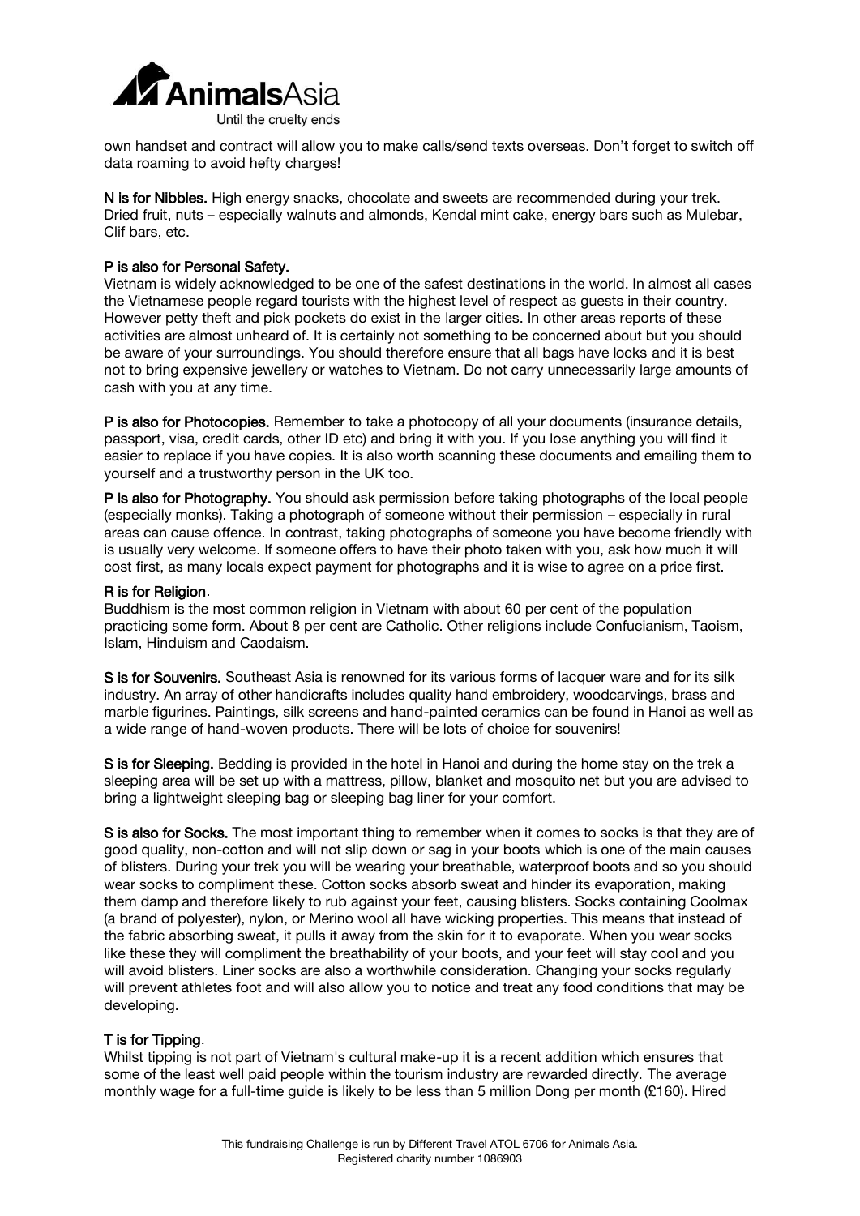own handset and contract will allow you to make calls/send texts overseas. Don't forget to switch off data roaming to avoid hefty charges!

**N is for Nibbles.** High energy snacks, chocolate and sweets are recommended during your trek. Dried fruit, nuts – especially walnuts and almonds, Kendal mint cake, energy bars such as Mulebar, Clif bars, etc.

**P is also for Personal Safety.**

Vietnam is widely acknowledged to be one of the safest destinations in the world. In almost all cases the Vietnamese people regard tourists with the highest level of respect as guests in their country. However petty theft and pick pockets do exist in the larger cities. In other areas reports of these activities are almost unheard of. It is certainly not something to be concerned about but you should be aware of your surroundings. You should therefore ensure that all bags have locks and it is best not to bring expensive jewellery or watches to Vietnam. Do not carry unnecessarily large amounts of cash with you at any time.

**P is also for Photocopies.** Remember to take a photocopy of all your documents (insurance details, passport, visa, credit cards, other ID etc) and bring it with you. If you lose anything you will find it easier to replace if you have copies. It is also worth scanning these documents and emailing them to yourself and a trustworthy person in the UK too.

**P is also for Photography.** You should ask permission before taking photographs of the local people (especially monks). Taking a photograph of someone without their permission – especially in rural areas can cause offence. In contrast, taking photographs of someone you have become friendly with is usually very welcome. If someone offers to have their photo taken with you, ask how much it will cost first, as many locals expect payment for photographs and it is wise to agree on a price first.

**R is for Religion**.

Buddhism is the most common religion in Vietnam with about 60 per cent of the population practicing some form. About 8 per cent are Catholic. Other religions include Confucianism, Taoism, Islam, Hinduism and Caodaism.

**S is for Souvenirs.** Southeast Asia is renowned for its various forms of lacquer ware and for its silk industry. An array of other handicrafts includes quality hand embroidery, woodcarvings, brass and marble figurines. Paintings, silk screens and hand-painted ceramics can be found in Hanoi as well as a wide range of hand-woven products. There will be lots of choice for souvenirs!

**S is for Sleeping.** Bedding is provided in the hotel in Hanoi and during the home stay on the trek a sleeping area will be set up with a mattress, pillow, blanket and mosquito net but you are advised to bring a lightweight sleeping bag or sleeping bag liner for your comfort.

**S is also for Socks.** The most important thing to remember when it comes to socks is that they are of good quality, non-cotton and will not slip down or sag in your boots which is one of the main causes of blisters. During your trek you will be wearing your breathable, waterproof boots and so you should wear socks to compliment these. Cotton socks absorb sweat and hinder its evaporation, making them damp and therefore likely to rub against your feet, causing blisters. Socks containing Coolmax (a brand of polyester), nylon, or Merino wool all have wicking properties. This means that instead of the fabric absorbing sweat, it pulls it away from the skin for it to evaporate. When you wear socks like these they will compliment the breathability of your boots, and your feet will stay cool and you will avoid blisters. Liner socks are also a worthwhile consideration. Changing your socks regularly will prevent athletes foot and will also allow you to notice and treat any food conditions that may be developing.

**T is for Tipping**.

Whilst tipping is not part of Vietnam's cultural make-up it is a recent addition which ensures that some of the least well paid people within the tourism industry are rewarded directly. The average monthly wage for a full-time guide is likely to be less than 5 million Dong per month (£160). Hired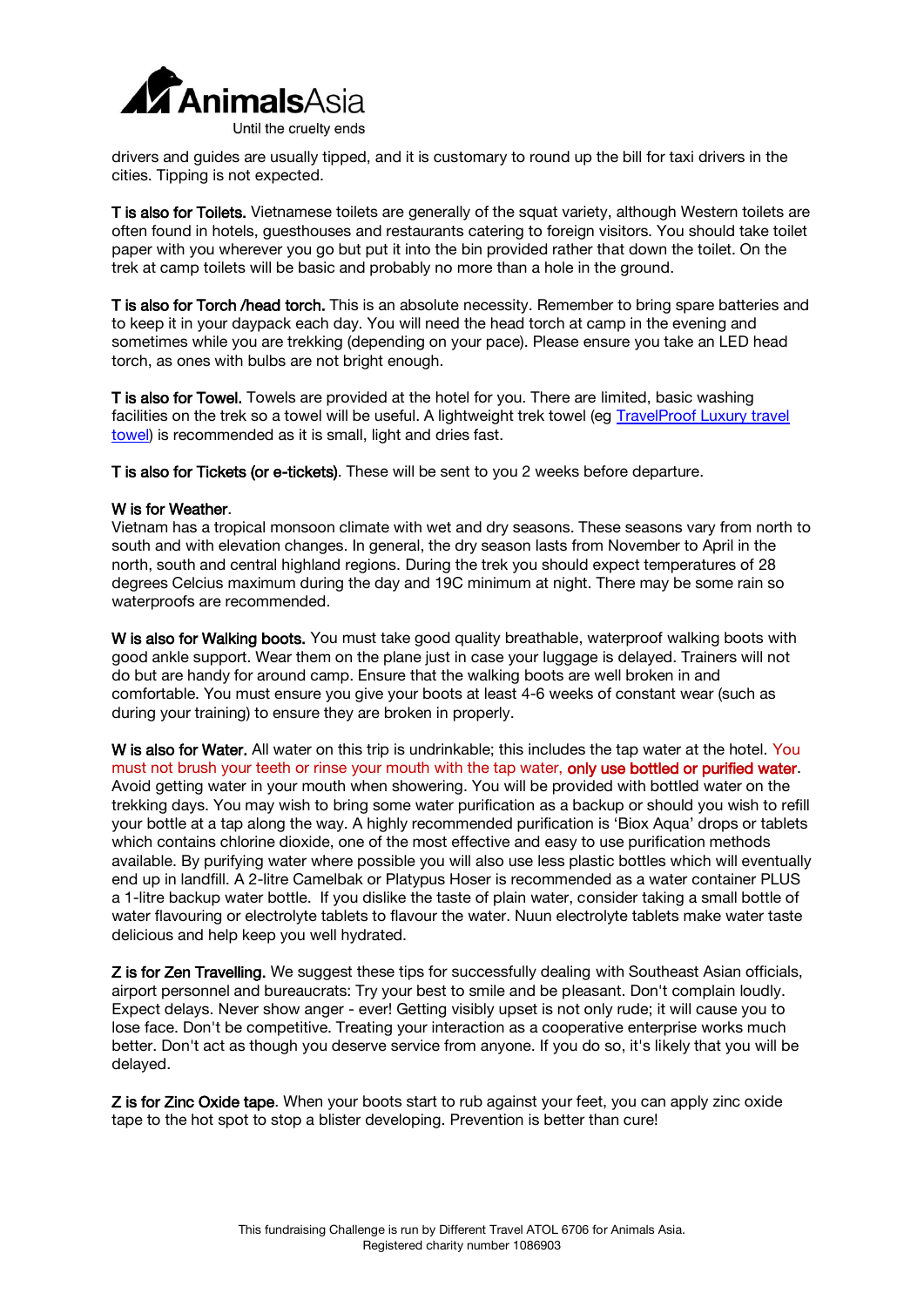drivers and guides are usually tipped, and it is customary to round up the bill for taxi drivers in the cities. Tipping is not expected.

**T is also for Toilets.** Vietnamese toilets are generally of the squat variety, although Western toilets are often found in hotels, guesthouses and restaurants catering to foreign visitors. You should take toilet paper with you wherever you go but put it into the bin provided rather that down the toilet. On the trek at camp toilets will be basic and probably no more than a hole in the ground.

**T is also for Torch /head torch.** This is an absolute necessity. Remember to bring spare batteries and to keep it in your daypack each day. You will need the head torch at camp in the evening and sometimes while you are trekking (depending on your pace). Please ensure you take an LED head torch, as ones with bulbs are not bright enough.

**T is also for Towel.** Towels are provided at the hotel for you. There are limited, basic washing facilities on the trek so a towel will be useful. A lightweight trek towel (eg [TravelProof Luxury travel towel]) is recommended as it is small, light and dries fast.

**T is also for Tickets (or e-tickets).** These will be sent to you 2 weeks before departure.

**W is for Weather.**
Vietnam has a tropical monsoon climate with wet and dry seasons. These seasons vary from north to south and with elevation changes. In general, the dry season lasts from November to April in the north, south and central highland regions. During the trek you should expect temperatures of 28 degrees Celcius maximum during the day and 19C minimum at night. There may be some rain so waterproofs are recommended.

**W is also for Walking boots.** You must take good quality breathable, waterproof walking boots with good ankle support. Wear them on the plane just in case your luggage is delayed. Trainers will not do but are handy for around camp. Ensure that the walking boots are well broken in and comfortable. You must ensure you give your boots at least 4-6 weeks of constant wear (such as during your training) to ensure they are broken in properly.

**W is also for Water.** All water on this trip is undrinkable; this includes the tap water at the hotel. You must not brush your teeth or rinse your mouth with the tap water, **only use bottled or purified water**. Avoid getting water in your mouth when showering. You will be provided with bottled water on the trekking days. You may wish to bring some water purification as a backup or should you wish to refill your bottle at a tap along the way. A highly recommended purification is 'Biox Aqua' drops or tablets which contains chlorine dioxide, one of the most effective and easy to use purification methods available. By purifying water where possible you will also use less plastic bottles which will eventually end up in landfill. A 2-litre Camelbak or Platypus Hoser is recommended as a water container PLUS a 1-litre backup water bottle. If you dislike the taste of plain water, consider taking a small bottle of water flavouring or electrolyte tablets to flavour the water. Nuun electrolyte tablets make water taste delicious and help keep you well hydrated.

**Z is for Zen Travelling.** We suggest these tips for successfully dealing with Southeast Asian officials, airport personnel and bureaucrats: Try your best to smile and be pleasant. Don't complain loudly. Expect delays. Never show anger - ever! Getting visibly upset is not only rude; it will cause you to lose face. Don't be competitive. Treating your interaction as a cooperative enterprise works much better. Don't act as though you deserve service from anyone. If you do so, it's likely that you will be delayed.

**Z is for Zinc Oxide tape.** When your boots start to rub against your feet, you can apply zinc oxide tape to the hot spot to stop a blister developing. Prevention is better than cure!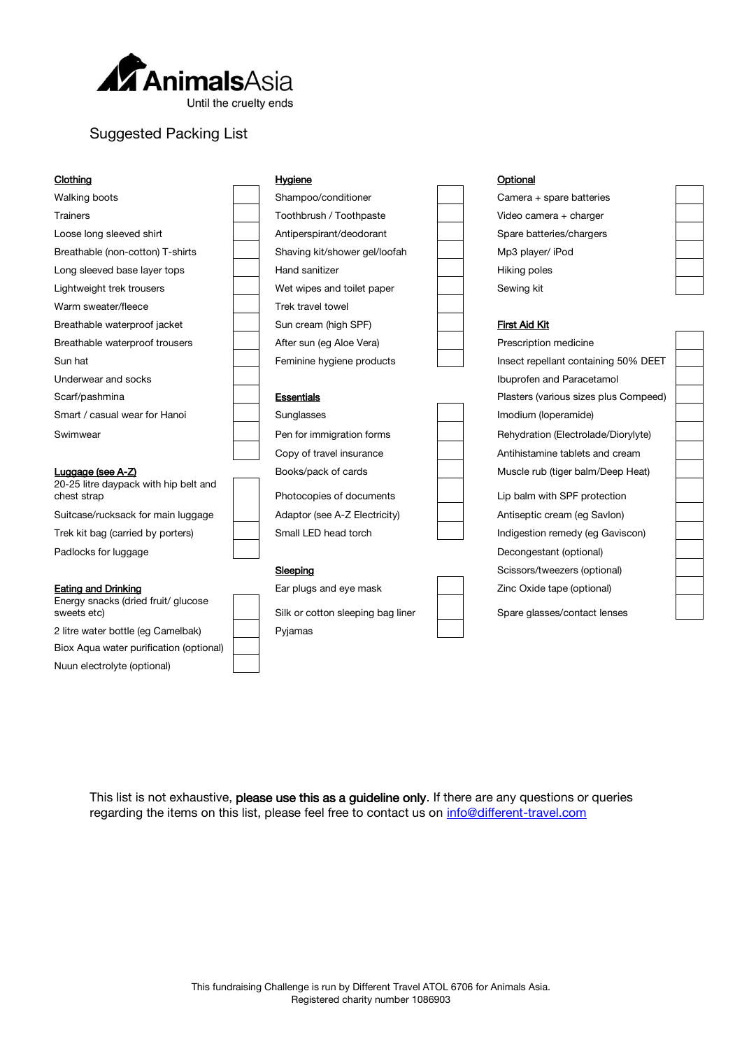AnimalsAsia

Until the cruelty ends

# Suggested Packing List

**Clothing**

- [ ] Walking boots
- [ ] Trainers
- [ ] Loose long sleeved shirt
- [ ] Breathable (non-cotton) T-shirts
- [ ] Long sleeved base layer tops
- [ ] Lightweight trek trousers
- [ ] Warm sweater/fleece
- [ ] Breathable waterproof jacket
- [ ] Breathable waterproof trousers
- [ ] Sun hat
- [ ] Underwear and socks
- [ ] Scarf/pashmina
- [ ] Smart / casual wear for Hanoi
- [ ] Swimwear

**Luggage (see A-Z)**

- [ ] 20-25 litre daypack with hip belt and chest strap
- [ ] Suitcase/rucksack for main luggage
- [ ] Trek kit bag (carried by porters)
- [ ] Padlocks for luggage

**Eating and Drinking**

- [ ] Energy snacks (dried fruit/ glucose sweets etc)
- [ ] 2 litre water bottle (eg Camelbak)
- [ ] Biox Aqua water purification (optional)
- [ ] Nuun electrolyte (optional)

**Hygiene**

- [ ] Shampoo/conditioner
- [ ] Toothbrush / Toothpaste
- [ ] Antiperspirant/deodorant
- [ ] Shaving kit/shower gel/loofah
- [ ] Hand sanitizer
- [ ] Wet wipes and toilet paper
- [ ] Trek travel towel
- [ ] Sun cream (high SPF)
- [ ] After sun (eg Aloe Vera)
- [ ] Feminine hygiene products

**Essentials**

- [ ] Sunglasses
- [ ] Pen for immigration forms
- [ ] Copy of travel insurance
- [ ] Books/pack of cards
- [ ] Photocopies of documents
- [ ] Adaptor (see A-Z Electricity)
- [ ] Small LED head torch

**Sleeping**

- [ ] Ear plugs and eye mask
- [ ] Silk or cotton sleeping bag liner
- [ ] Pyjamas

**Optional**

- [ ] Camera + spare batteries
- [ ] Video camera + charger
- [ ] Spare batteries/chargers
- [ ] Mp3 player/ iPod
- [ ] Hiking poles
- [ ] Sewing kit

**First Aid Kit**

- [ ] Prescription medicine
- [ ] Insect repellant containing 50% DEET
- [ ] Ibuprofen and Paracetamol
- [ ] Plasters (various sizes plus Compeed)
- [ ] Imodium (loperamide)
- [ ] Rehydration (Electrolade/Diorylyte)
- [ ] Antihistamine tablets and cream
- [ ] Muscle rub (tiger balm/Deep Heat)
- [ ] Lip balm with SPF protection
- [ ] Antiseptic cream (eg Savlon)
- [ ] Indigestion remedy (eg Gaviscon)
- [ ] Decongestant (optional)
- [ ] Scissors/tweezers (optional)
- [ ] Zinc Oxide tape (optional)
- [ ] Spare glasses/contact lenses

This list is not exhaustive, **please use this as a guideline only**. If there are any questions or queries regarding the items on this list, please feel free to contact us on info@different-travel.com

This fundraising Challenge is run by Different Travel ATOL 6706 for Animals Asia.
Registered charity number 1086903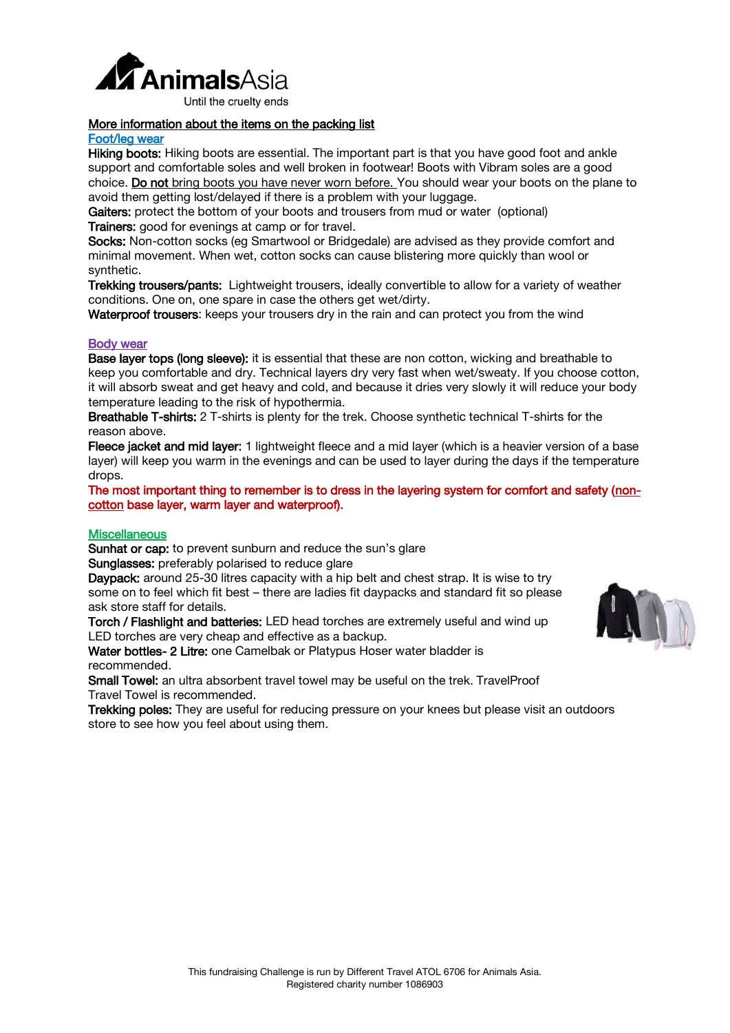AnimalsAsia
Until the cruelty ends

## More information about the items on the packing list

### Foot/leg wear

**Hiking boots:** Hiking boots are essential. The important part is that you have good foot and ankle support and comfortable soles and well broken in footwear! Boots with Vibram soles are a good choice. Do not bring boots you have never worn before. You should wear your boots on the plane to avoid them getting lost/delayed if there is a problem with your luggage.

**Gaiters:** protect the bottom of your boots and trousers from mud or water (optional)

**Trainers:** good for evenings at camp or for travel.

**Socks:** Non-cotton socks (eg Smartwool or Bridgedale) are advised as they provide comfort and minimal movement. When wet, cotton socks can cause blistering more quickly than wool or synthetic.

**Trekking trousers/pants:** Lightweight trousers, ideally convertible to allow for a variety of weather conditions. One on, one spare in case the others get wet/dirty.

**Waterproof trousers**: keeps your trousers dry in the rain and can protect you from the wind

### Body wear

**Base layer tops (long sleeve):** it is essential that these are non cotton, wicking and breathable to keep you comfortable and dry. Technical layers dry very fast when wet/sweaty. If you choose cotton, it will absorb sweat and get heavy and cold, and because it dries very slowly it will reduce your body temperature leading to the risk of hypothermia.

**Breathable T-shirts:** 2 T-shirts is plenty for the trek. Choose synthetic technical T-shirts for the reason above.

**Fleece jacket and mid layer:** 1 lightweight fleece and a mid layer (which is a heavier version of a base layer) will keep you warm in the evenings and can be used to layer during the days if the temperature drops.

**The most important thing to remember is to dress in the layering system for comfort and safety (non-cotton base layer, warm layer and waterproof).**

### Miscellaneous

**Sunhat or cap:** to prevent sunburn and reduce the sun's glare

**Sunglasses:** preferably polarised to reduce glare

**Daypack:** around 25-30 litres capacity with a hip belt and chest strap. It is wise to try some on to feel which fit best – there are ladies fit daypacks and standard fit so please ask store staff for details.

**Torch / Flashlight and batteries:** LED head torches are extremely useful and wind up LED torches are very cheap and effective as a backup.

**Water bottles- 2 Litre:** one Camelbak or Platypus Hoser water bladder is recommended.

**Small Towel:** an ultra absorbent travel towel may be useful on the trek. TravelProof Travel Towel is recommended.

**Trekking poles:** They are useful for reducing pressure on your knees but please visit an outdoors store to see how you feel about using them.

This fundraising Challenge is run by Different Travel ATOL 6706 for Animals Asia.
Registered charity number 1086903